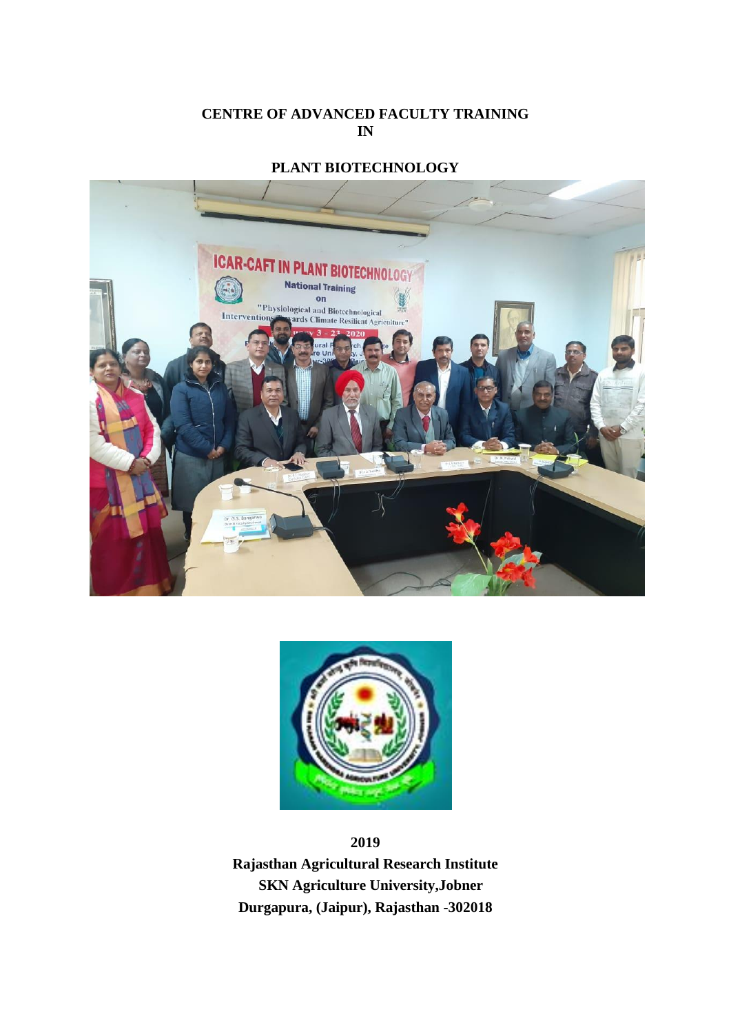# CENTRE OF ADVANCED FACULTY TRAINING IN

# PLANT BIOTECHNOLOGY

**2019**

**Rajasthan Agricultural Research Institute**

**SKN Agriculture University,Jobner**

**Durgapura, (Jaipur), Rajasthan -302018**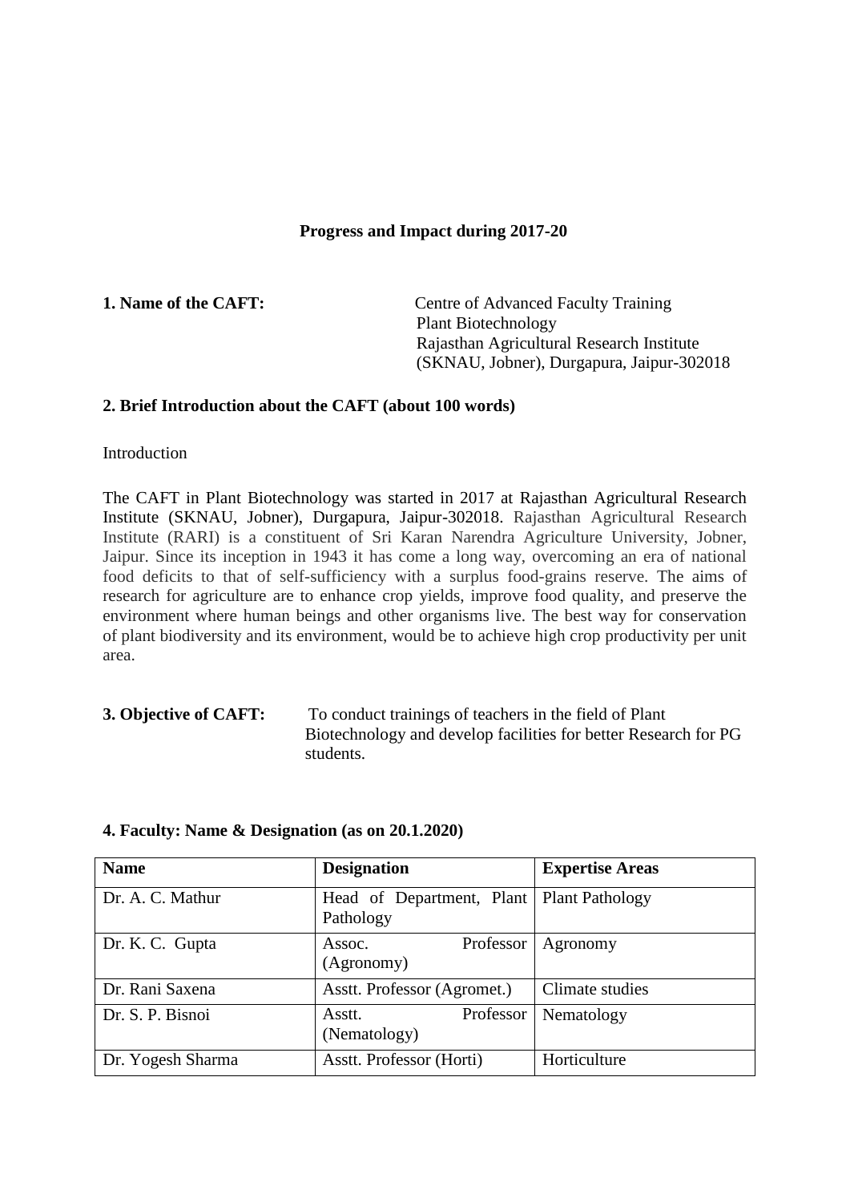**Progress and Impact during 2017-20**

**1. Name of the CAFT:** Centre of Advanced Faculty Training
Plant Biotechnology
Rajasthan Agricultural Research Institute
(SKNAU, Jobner), Durgapura, Jaipur-302018

**2. Brief Introduction about the CAFT (about 100 words)**

Introduction

The CAFT in Plant Biotechnology was started in 2017 at Rajasthan Agricultural Research Institute (SKNAU, Jobner), Durgapura, Jaipur-302018. Rajasthan Agricultural Research Institute (RARI) is a constituent of Sri Karan Narendra Agriculture University, Jobner, Jaipur. Since its inception in 1943 it has come a long way, overcoming an era of national food deficits to that of self-sufficiency with a surplus food-grains reserve. The aims of research for agriculture are to enhance crop yields, improve food quality, and preserve the environment where human beings and other organisms live. The best way for conservation of plant biodiversity and its environment, would be to achieve high crop productivity per unit area.

**3. Objective of CAFT:** To conduct trainings of teachers in the field of Plant Biotechnology and develop facilities for better Research for PG students.

**4. Faculty: Name & Designation (as on 20.1.2020)**

| Name | Designation | Expertise Areas |
|---|---|---|
| Dr. A. C. Mathur | Head of Department, Plant Pathology | Plant Pathology |
| Dr. K. C. Gupta | Assoc. Professor (Agronomy) | Agronomy |
| Dr. Rani Saxena | Asstt. Professor (Agromet.) | Climate studies |
| Dr. S. P. Bisnoi | Asstt. Professor (Nematology) | Nematology |
| Dr. Yogesh Sharma | Asstt. Professor (Horti) | Horticulture |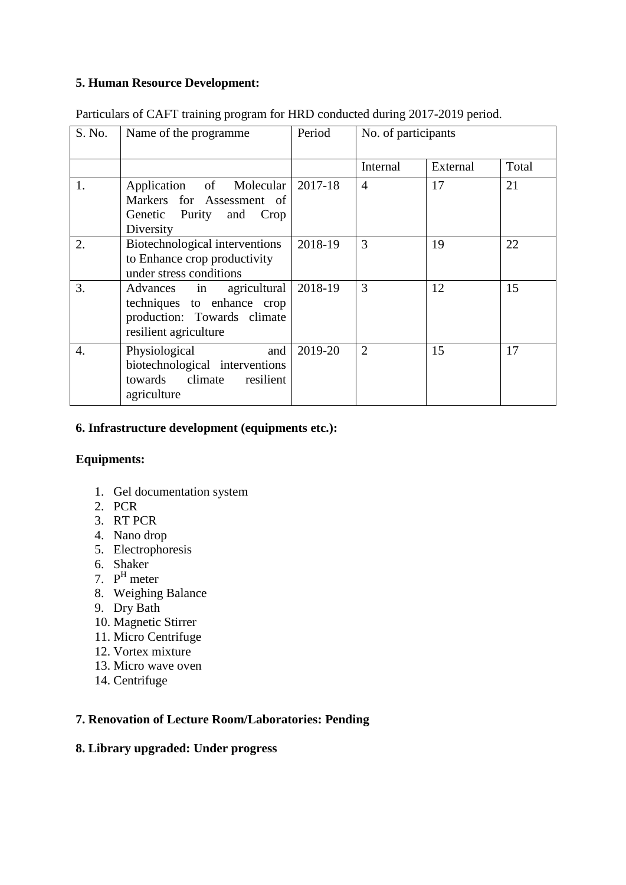**5. Human Resource Development:**

Particulars of CAFT training program for HRD conducted during 2017-2019 period.

| S. No. | Name of the programme | Period | No. of participants | | |
|---|---|---|---|---|---|
| | | | Internal | External | Total |
| 1. | Application of Molecular Markers for Assessment of Genetic Purity and Crop Diversity | 2017-18 | 4 | 17 | 21 |
| 2. | Biotechnological interventions to Enhance crop productivity under stress conditions | 2018-19 | 3 | 19 | 22 |
| 3. | Advances in agricultural techniques to enhance crop production: Towards climate resilient agriculture | 2018-19 | 3 | 12 | 15 |
| 4. | Physiological and biotechnological interventions towards climate resilient agriculture | 2019-20 | 2 | 15 | 17 |

**6. Infrastructure development (equipments etc.):**

**Equipments:**

1. Gel documentation system
2. PCR
3. RT PCR
4. Nano drop
5. Electrophoresis
6. Shaker
7. $P^H$ meter
8. Weighing Balance
9. Dry Bath
10. Magnetic Stirrer
11. Micro Centrifuge
12. Vortex mixture
13. Micro wave oven
14. Centrifuge

**7. Renovation of Lecture Room/Laboratories: Pending**

**8. Library upgraded: Under progress**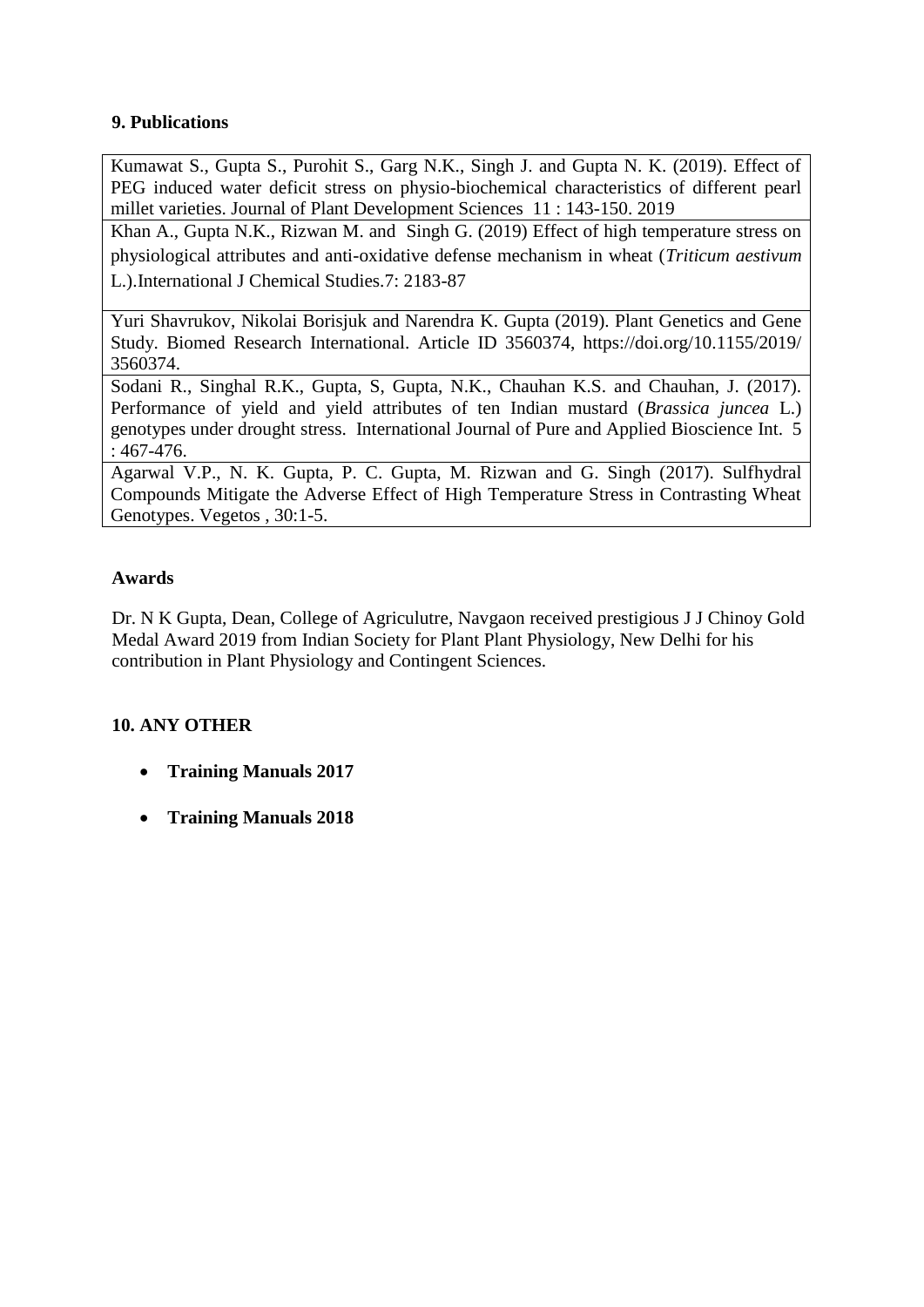## 9. Publications

| |
|---|
| Kumawat S., Gupta S., Purohit S., Garg N.K., Singh J. and Gupta N. K. (2019). Effect of PEG induced water deficit stress on physio-biochemical characteristics of different pearl millet varieties. Journal of Plant Development Sciences 11 : 143-150. 2019 |
| Khan A., Gupta N.K., Rizwan M. and Singh G. (2019) Effect of high temperature stress on physiological attributes and anti-oxidative defense mechanism in wheat (*Triticum aestivum* L.).International J Chemical Studies.7: 2183-87 |
| Yuri Shavrukov, Nikolai Borisjuk and Narendra K. Gupta (2019). Plant Genetics and Gene Study. Biomed Research International. Article ID 3560374, https://doi.org/10.1155/2019/3560374. |
| Sodani R., Singhal R.K., Gupta, S, Gupta, N.K., Chauhan K.S. and Chauhan, J. (2017). Performance of yield and yield attributes of ten Indian mustard (*Brassica juncea* L.) genotypes under drought stress. International Journal of Pure and Applied Bioscience Int. 5 : 467-476. |
| Agarwal V.P., N. K. Gupta, P. C. Gupta, M. Rizwan and G. Singh (2017). Sulfhydral Compounds Mitigate the Adverse Effect of High Temperature Stress in Contrasting Wheat Genotypes. Vegetos , 30:1-5. |

### Awards

Dr. N K Gupta, Dean, College of Agriculutre, Navgaon received prestigious J J Chinoy Gold Medal Award 2019 from Indian Society for Plant Plant Physiology, New Delhi for his contribution in Plant Physiology and Contingent Sciences.

## 10. ANY OTHER

- **Training Manuals 2017**
- **Training Manuals 2018**